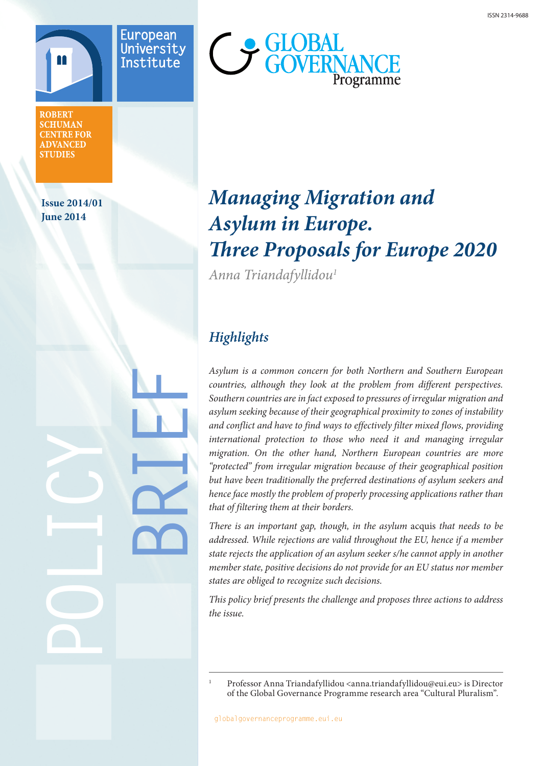ISSN 2314-9688

European University Institute

ROBERT SCHUMAN CENTRE FOR ADVANCED STUDIES

GLOBAL GOVERNANCE Programme

**Issue 2014/01**
**June 2014**

POLICY BRIEF

# *Managing Migration and Asylum in Europe. Three Proposals for Europe 2020*

*Anna Triandafyllidou*[1]

## *Highlights*

*Asylum is a common concern for both Northern and Southern European countries, although they look at the problem from different perspectives. Southern countries are in fact exposed to pressures of irregular migration and asylum seeking because of their geographical proximity to zones of instability and conflict and have to find ways to effectively filter mixed flows, providing international protection to those who need it and managing irregular migration. On the other hand, Northern European countries are more "protected" from irregular migration because of their geographical position but have been traditionally the preferred destinations of asylum seekers and hence face mostly the problem of properly processing applications rather than that of filtering them at their borders.*

*There is an important gap, though, in the asylum* acquis *that needs to be addressed. While rejections are valid throughout the EU, hence if a member state rejects the application of an asylum seeker s/he cannot apply in another member state, positive decisions do not provide for an EU status nor member states are obliged to recognize such decisions.*

*This policy brief presents the challenge and proposes three actions to address the issue.*

---

[1] Professor Anna Triandafyllidou <anna.triandafyllidou@eui.eu> is Director of the Global Governance Programme research area "Cultural Pluralism".

globalgovernanceprogramme.eui.eu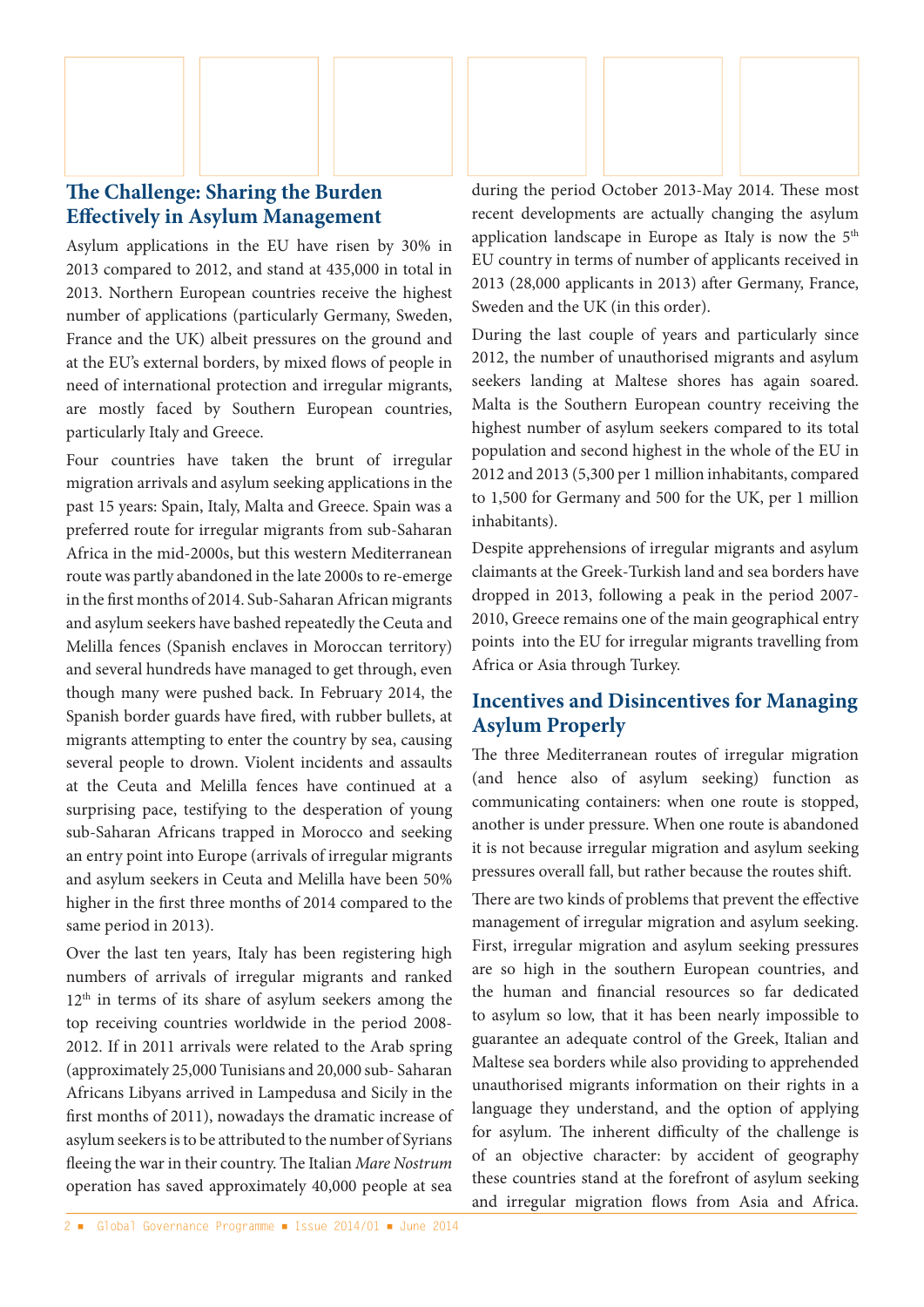## The Challenge: Sharing the Burden Effectively in Asylum Management

Asylum applications in the EU have risen by 30% in 2013 compared to 2012, and stand at 435,000 in total in 2013. Northern European countries receive the highest number of applications (particularly Germany, Sweden, France and the UK) albeit pressures on the ground and at the EU's external borders, by mixed flows of people in need of international protection and irregular migrants, are mostly faced by Southern European countries, particularly Italy and Greece.

Four countries have taken the brunt of irregular migration arrivals and asylum seeking applications in the past 15 years: Spain, Italy, Malta and Greece. Spain was a preferred route for irregular migrants from sub-Saharan Africa in the mid-2000s, but this western Mediterranean route was partly abandoned in the late 2000s to re-emerge in the first months of 2014. Sub-Saharan African migrants and asylum seekers have bashed repeatedly the Ceuta and Melilla fences (Spanish enclaves in Moroccan territory) and several hundreds have managed to get through, even though many were pushed back. In February 2014, the Spanish border guards have fired, with rubber bullets, at migrants attempting to enter the country by sea, causing several people to drown. Violent incidents and assaults at the Ceuta and Melilla fences have continued at a surprising pace, testifying to the desperation of young sub-Saharan Africans trapped in Morocco and seeking an entry point into Europe (arrivals of irregular migrants and asylum seekers in Ceuta and Melilla have been 50% higher in the first three months of 2014 compared to the same period in 2013).

Over the last ten years, Italy has been registering high numbers of arrivals of irregular migrants and ranked 12th in terms of its share of asylum seekers among the top receiving countries worldwide in the period 2008-2012. If in 2011 arrivals were related to the Arab spring (approximately 25,000 Tunisians and 20,000 sub- Saharan Africans Libyans arrived in Lampedusa and Sicily in the first months of 2011), nowadays the dramatic increase of asylum seekers is to be attributed to the number of Syrians fleeing the war in their country. The Italian *Mare Nostrum* operation has saved approximately 40,000 people at sea during the period October 2013-May 2014. These most recent developments are actually changing the asylum application landscape in Europe as Italy is now the 5th EU country in terms of number of applicants received in 2013 (28,000 applicants in 2013) after Germany, France, Sweden and the UK (in this order).

During the last couple of years and particularly since 2012, the number of unauthorised migrants and asylum seekers landing at Maltese shores has again soared. Malta is the Southern European country receiving the highest number of asylum seekers compared to its total population and second highest in the whole of the EU in 2012 and 2013 (5,300 per 1 million inhabitants, compared to 1,500 for Germany and 500 for the UK, per 1 million inhabitants).

Despite apprehensions of irregular migrants and asylum claimants at the Greek-Turkish land and sea borders have dropped in 2013, following a peak in the period 2007-2010, Greece remains one of the main geographical entry points into the EU for irregular migrants travelling from Africa or Asia through Turkey.

## Incentives and Disincentives for Managing Asylum Properly

The three Mediterranean routes of irregular migration (and hence also of asylum seeking) function as communicating containers: when one route is stopped, another is under pressure. When one route is abandoned it is not because irregular migration and asylum seeking pressures overall fall, but rather because the routes shift.

There are two kinds of problems that prevent the effective management of irregular migration and asylum seeking. First, irregular migration and asylum seeking pressures are so high in the southern European countries, and the human and financial resources so far dedicated to asylum so low, that it has been nearly impossible to guarantee an adequate control of the Greek, Italian and Maltese sea borders while also providing to apprehended unauthorised migrants information on their rights in a language they understand, and the option of applying for asylum. The inherent difficulty of the challenge is of an objective character: by accident of geography these countries stand at the forefront of asylum seeking and irregular migration flows from Asia and Africa.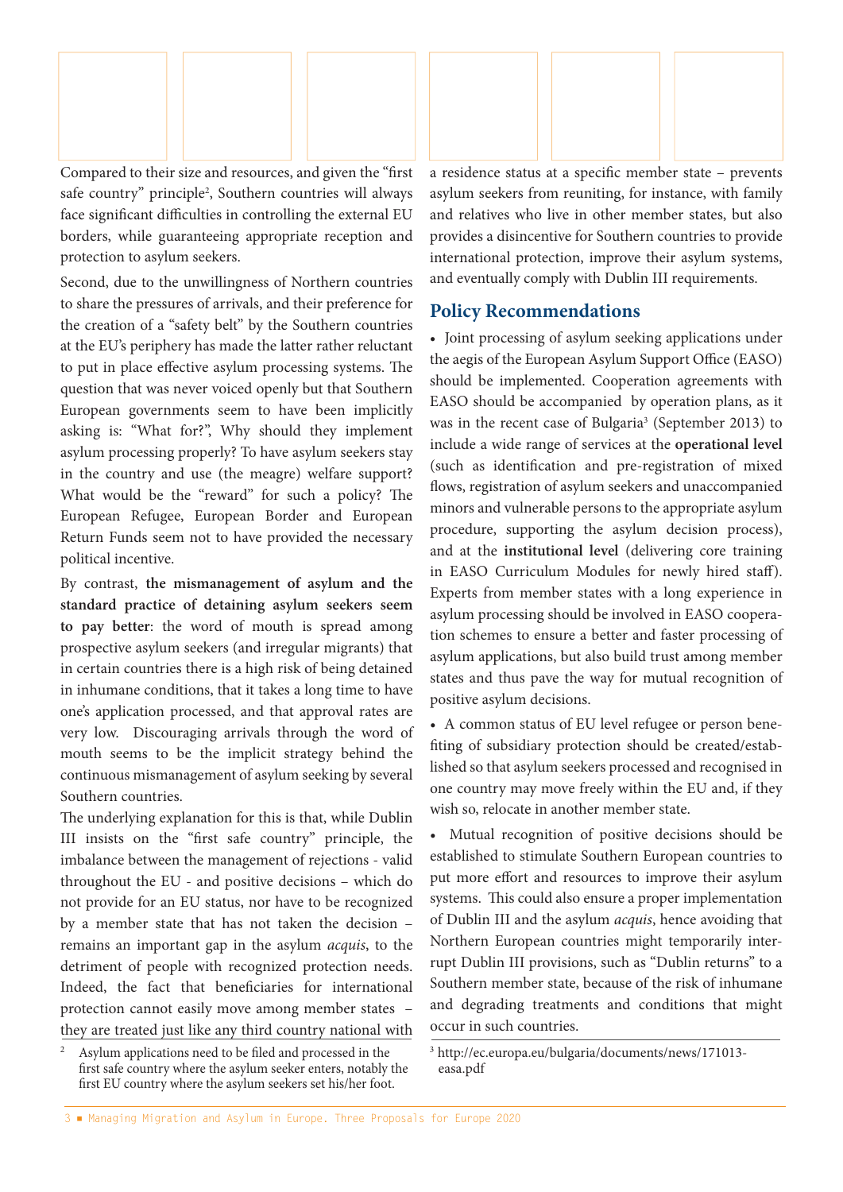Compared to their size and resources, and given the "first safe country" principle[2], Southern countries will always face significant difficulties in controlling the external EU borders, while guaranteeing appropriate reception and protection to asylum seekers.

Second, due to the unwillingness of Northern countries to share the pressures of arrivals, and their preference for the creation of a "safety belt" by the Southern countries at the EU's periphery has made the latter rather reluctant to put in place effective asylum processing systems. The question that was never voiced openly but that Southern European governments seem to have been implicitly asking is: "What for?", Why should they implement asylum processing properly? To have asylum seekers stay in the country and use (the meagre) welfare support? What would be the "reward" for such a policy? The European Refugee, European Border and European Return Funds seem not to have provided the necessary political incentive.

By contrast, **the mismanagement of asylum and the standard practice of detaining asylum seekers seem to pay better**: the word of mouth is spread among prospective asylum seekers (and irregular migrants) that in certain countries there is a high risk of being detained in inhumane conditions, that it takes a long time to have one's application processed, and that approval rates are very low. Discouraging arrivals through the word of mouth seems to be the implicit strategy behind the continuous mismanagement of asylum seeking by several Southern countries.

The underlying explanation for this is that, while Dublin III insists on the "first safe country" principle, the imbalance between the management of rejections - valid throughout the EU - and positive decisions – which do not provide for an EU status, nor have to be recognized by a member state that has not taken the decision – remains an important gap in the asylum *acquis*, to the detriment of people with recognized protection needs. Indeed, the fact that beneficiaries for international protection cannot easily move among member states – they are treated just like any third country national with a residence status at a specific member state – prevents asylum seekers from reuniting, for instance, with family and relatives who live in other member states, but also provides a disincentive for Southern countries to provide international protection, improve their asylum systems, and eventually comply with Dublin III requirements.

## Policy Recommendations

- Joint processing of asylum seeking applications under the aegis of the European Asylum Support Office (EASO) should be implemented. Cooperation agreements with EASO should be accompanied by operation plans, as it was in the recent case of Bulgaria[3] (September 2013) to include a wide range of services at the **operational level** (such as identification and pre-registration of mixed flows, registration of asylum seekers and unaccompanied minors and vulnerable persons to the appropriate asylum procedure, supporting the asylum decision process), and at the **institutional level** (delivering core training in EASO Curriculum Modules for newly hired staff). Experts from member states with a long experience in asylum processing should be involved in EASO cooperation schemes to ensure a better and faster processing of asylum applications, but also build trust among member states and thus pave the way for mutual recognition of positive asylum decisions.

- A common status of EU level refugee or person benefiting of subsidiary protection should be created/established so that asylum seekers processed and recognised in one country may move freely within the EU and, if they wish so, relocate in another member state.

- Mutual recognition of positive decisions should be established to stimulate Southern European countries to put more effort and resources to improve their asylum systems. This could also ensure a proper implementation of Dublin III and the asylum *acquis*, hence avoiding that Northern European countries might temporarily interrupt Dublin III provisions, such as "Dublin returns" to a Southern member state, because of the risk of inhumane and degrading treatments and conditions that might occur in such countries.

---

[2] Asylum applications need to be filed and processed in the first safe country where the asylum seeker enters, notably the first EU country where the asylum seekers set his/her foot.

[3] http://ec.europa.eu/bulgaria/documents/news/171013-easa.pdf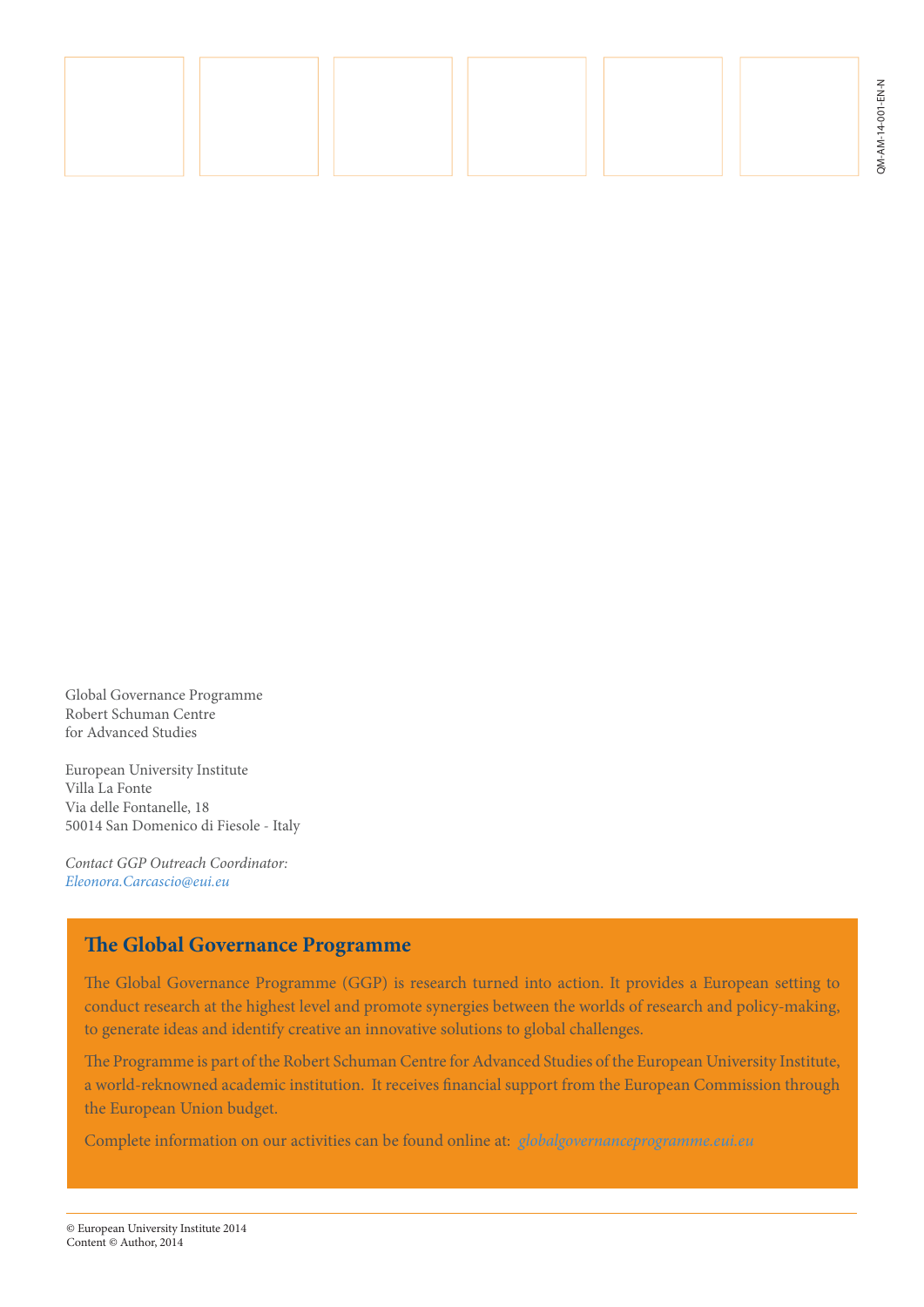QM-AM-14-001-EN-N

Global Governance Programme
Robert Schuman Centre
for Advanced Studies

European University Institute
Villa La Fonte
Via delle Fontanelle, 18
50014 San Domenico di Fiesole - Italy

*Contact GGP Outreach Coordinator:*
*Eleonora.Carcascio@eui.eu*

## The Global Governance Programme

The Global Governance Programme (GGP) is research turned into action. It provides a European setting to conduct research at the highest level and promote synergies between the worlds of research and policy-making, to generate ideas and identify creative an innovative solutions to global challenges.

The Programme is part of the Robert Schuman Centre for Advanced Studies of the European University Institute, a world-reknowned academic institution. It receives financial support from the European Commission through the European Union budget.

Complete information on our activities can be found online at: *globalgovernanceprogramme.eui.eu*

© European University Institute 2014
Content © Author, 2014